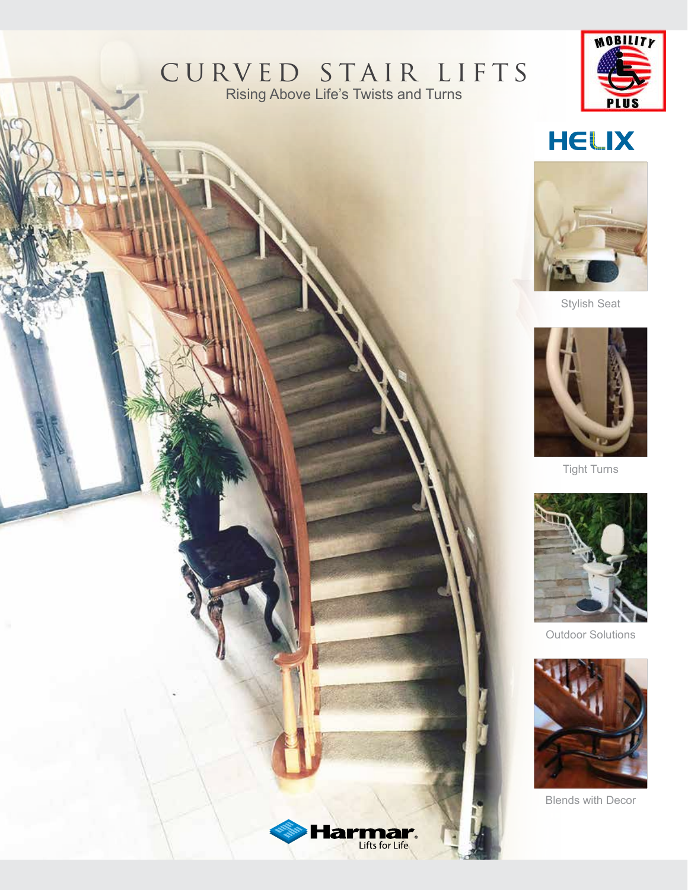# CURVED STAIR LIFTS

Rising Above Life's Twists and Turns

MOBILITY PLUS

HELIX

Stylish Seat

Tight Turns

Outdoor Solutions

Blends with Decor

Harmar. Lifts for Life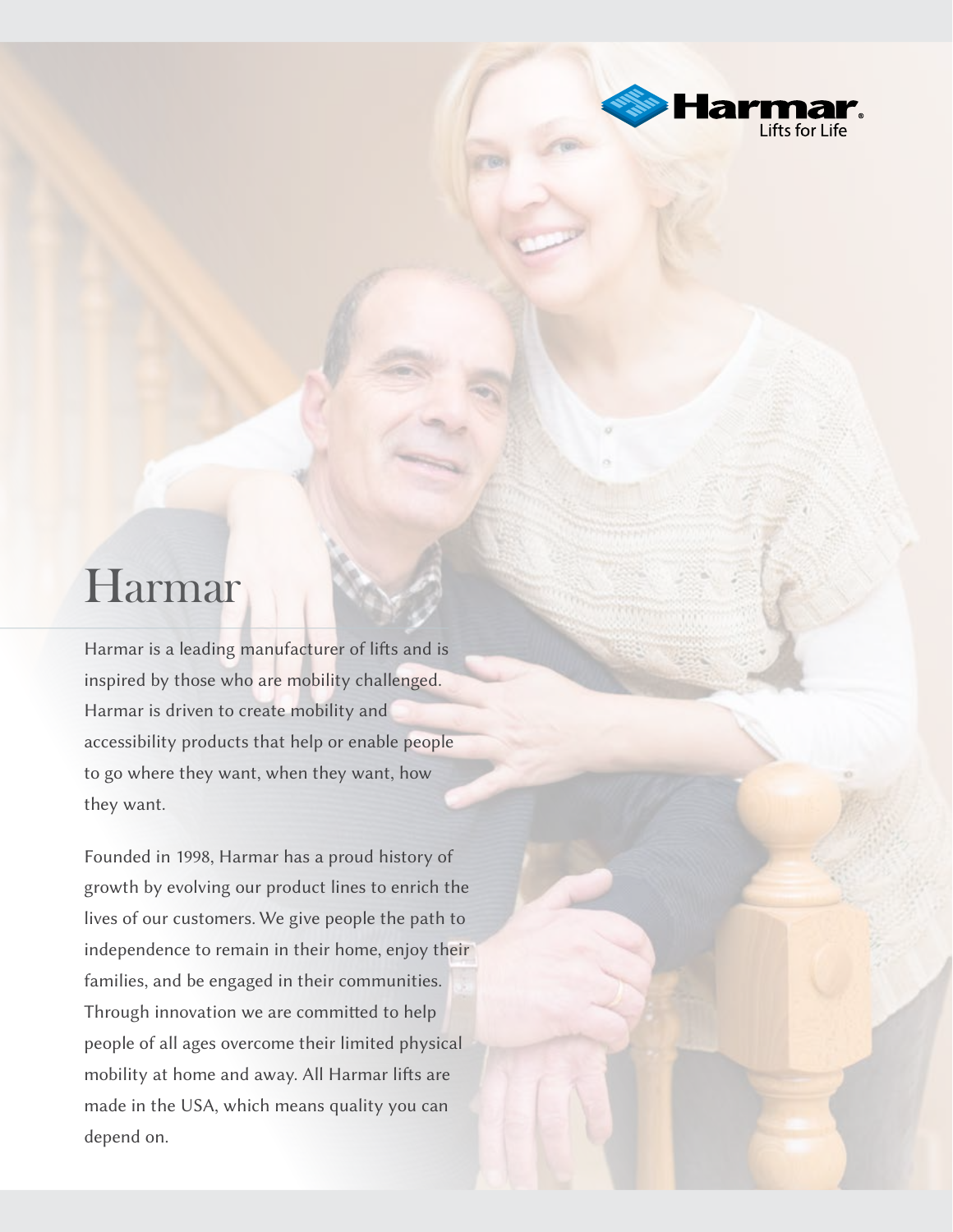# Harmar

Harmar is a leading manufacturer of lifts and is inspired by those who are mobility challenged. Harmar is driven to create mobility and accessibility products that help or enable people to go where they want, when they want, how they want.

Founded in 1998, Harmar has a proud history of growth by evolving our product lines to enrich the lives of our customers. We give people the path to independence to remain in their home, enjoy their families, and be engaged in their communities. Through innovation we are committed to help people of all ages overcome their limited physical mobility at home and away. All Harmar lifts are made in the USA, which means quality you can depend on.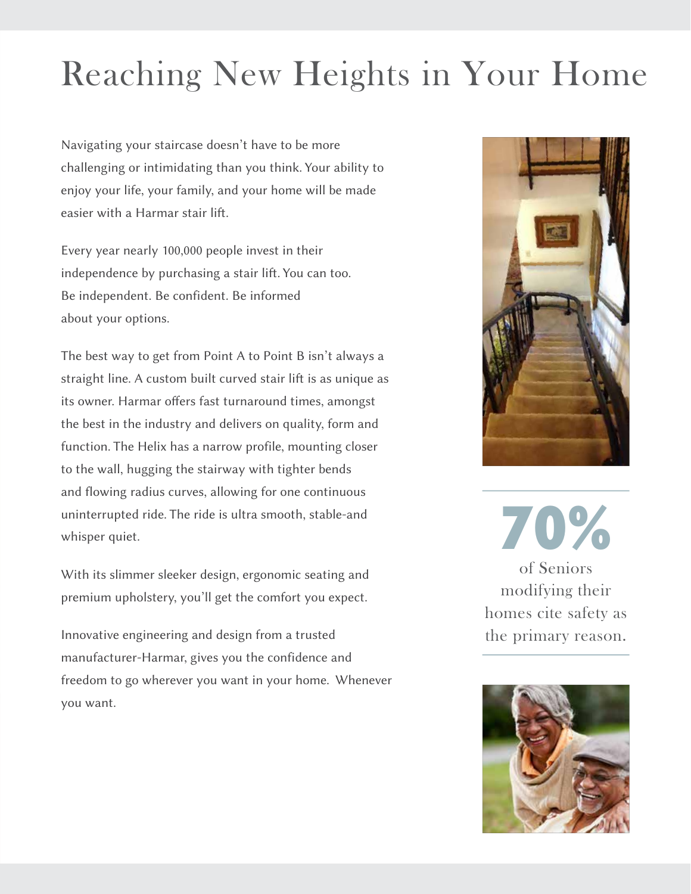# Reaching New Heights in Your Home

Navigating your staircase doesn't have to be more challenging or intimidating than you think. Your ability to enjoy your life, your family, and your home will be made easier with a Harmar stair lift.

Every year nearly 100,000 people invest in their independence by purchasing a stair lift. You can too. Be independent. Be confident. Be informed about your options.

The best way to get from Point A to Point B isn't always a straight line. A custom built curved stair lift is as unique as its owner. Harmar offers fast turnaround times, amongst the best in the industry and delivers on quality, form and function. The Helix has a narrow profile, mounting closer to the wall, hugging the stairway with tighter bends and flowing radius curves, allowing for one continuous uninterrupted ride. The ride is ultra smooth, stable-and whisper quiet.

With its slimmer sleeker design, ergonomic seating and premium upholstery, you'll get the comfort you expect.

Innovative engineering and design from a trusted manufacturer-Harmar, gives you the confidence and freedom to go wherever you want in your home. Whenever you want.

**70%**

of Seniors modifying their homes cite safety as the primary reason.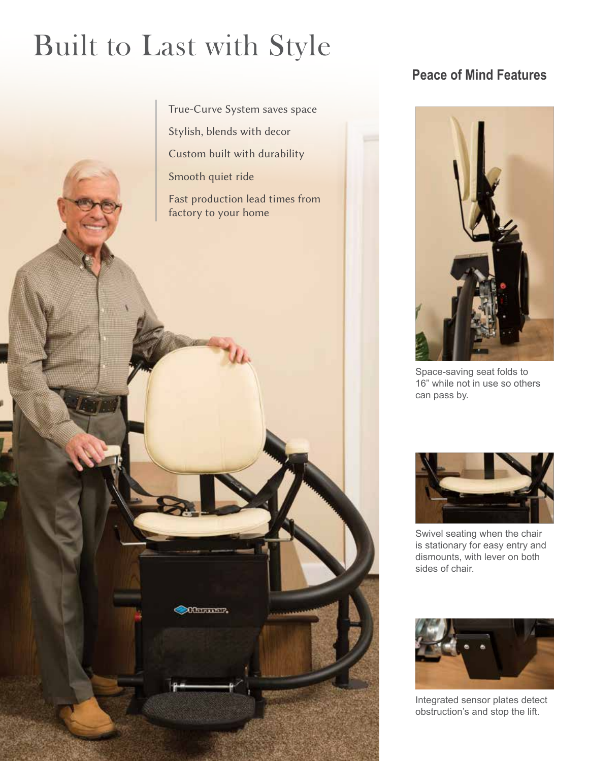# Built to Last with Style

- True-Curve System saves space
- Stylish, blends with decor
- Custom built with durability
- Smooth quiet ride
- Fast production lead times from factory to your home

## Peace of Mind Features

Space-saving seat folds to 16” while not in use so others can pass by.

Swivel seating when the chair is stationary for easy entry and dismounts, with lever on both sides of chair.

Integrated sensor plates detect obstruction’s and stop the lift.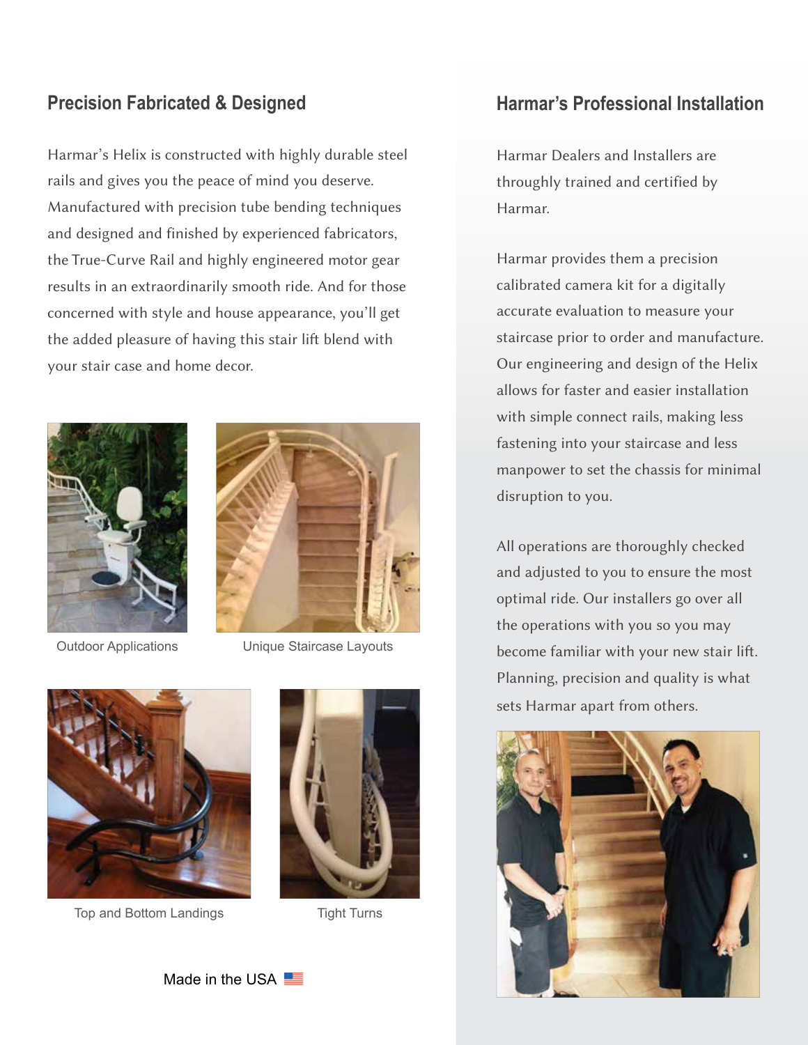## Precision Fabricated & Designed

Harmar's Helix is constructed with highly durable steel rails and gives you the peace of mind you deserve. Manufactured with precision tube bending techniques and designed and finished by experienced fabricators, the True-Curve Rail and highly engineered motor gear results in an extraordinarily smooth ride. And for those concerned with style and house appearance, you'll get the added pleasure of having this stair lift blend with your stair case and home decor.

Outdoor Applications

Unique Staircase Layouts

Top and Bottom Landings

Tight Turns

Made in the USA

## Harmar's Professional Installation

Harmar Dealers and Installers are throughly trained and certified by Harmar.

Harmar provides them a precision calibrated camera kit for a digitally accurate evaluation to measure your staircase prior to order and manufacture. Our engineering and design of the Helix allows for faster and easier installation with simple connect rails, making less fastening into your staircase and less manpower to set the chassis for minimal disruption to you.

All operations are thoroughly checked and adjusted to you to ensure the most optimal ride. Our installers go over all the operations with you so you may become familiar with your new stair lift. Planning, precision and quality is what sets Harmar apart from others.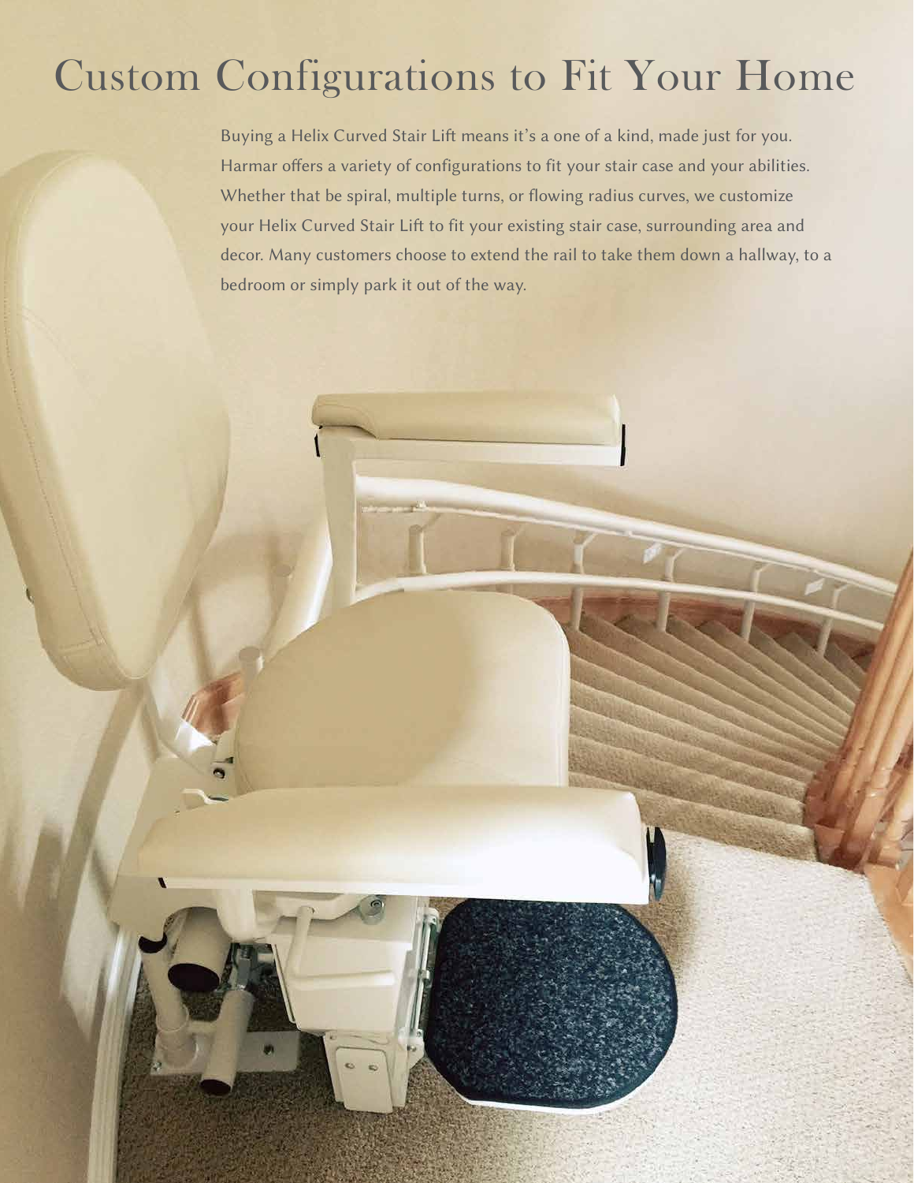# Custom Configurations to Fit Your Home

Buying a Helix Curved Stair Lift means it's a one of a kind, made just for you. Harmar offers a variety of configurations to fit your stair case and your abilities. Whether that be spiral, multiple turns, or flowing radius curves, we customize your Helix Curved Stair Lift to fit your existing stair case, surrounding area and decor. Many customers choose to extend the rail to take them down a hallway, to a bedroom or simply park it out of the way.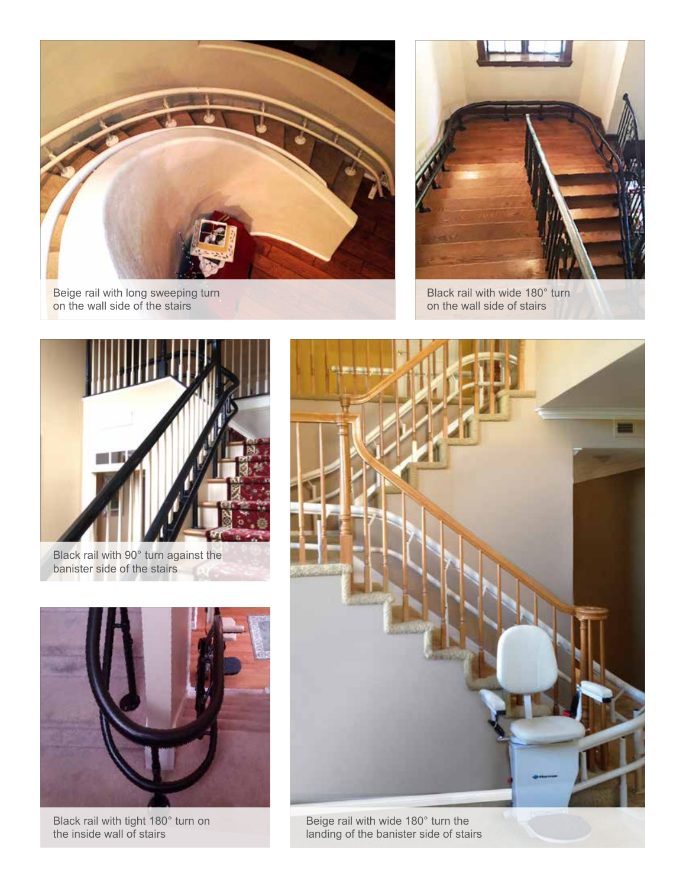Beige rail with long sweeping turn on the wall side of the stairs

Black rail with wide 180° turn on the wall side of stairs

Black rail with 90° turn against the banister side of the stairs

Black rail with tight 180° turn on the inside wall of stairs

Beige rail with wide 180° turn the landing of the banister side of stairs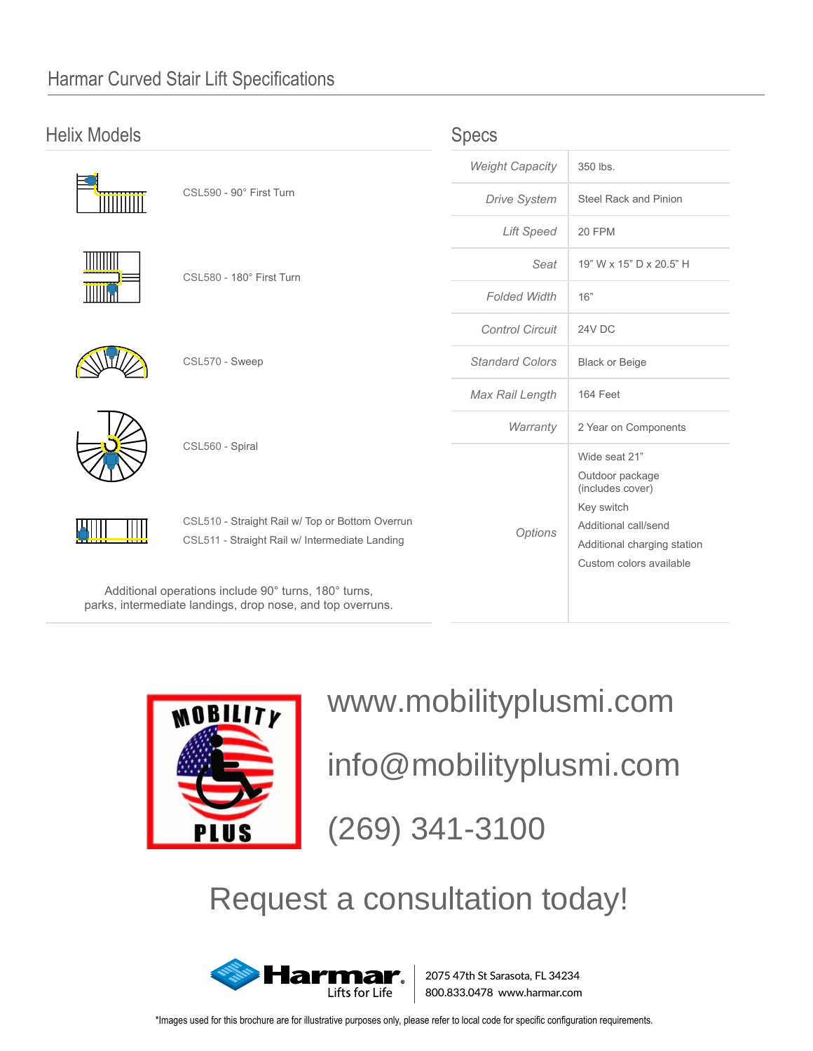# Harmar Curved Stair Lift Specifications

## Helix Models

CSL590 - 90° First Turn

CSL580 - 180° First Turn

CSL570 - Sweep

CSL560 - Spiral

CSL510 - Straight Rail w/ Top or Bottom Overrun

CSL511 - Straight Rail w/ Intermediate Landing

Additional operations include 90° turns, 180° turns, parks, intermediate landings, drop nose, and top overruns.

## Specs

| | |
|---|---|
| *Weight Capacity* | 350 lbs. |
| *Drive System* | Steel Rack and Pinion |
| *Lift Speed* | 20 FPM |
| *Seat* | 19” W x 15” D x 20.5” H |
| *Folded Width* | 16” |
| *Control Circuit* | 24V DC |
| *Standard Colors* | Black or Beige |
| *Max Rail Length* | 164 Feet |
| *Warranty* | 2 Year on Components |
| *Options* | Wide seat 21”<br>Outdoor package (includes cover)<br>Key switch<br>Additional call/send<br>Additional charging station<br>Custom colors available |

MOBILITY PLUS

www.mobilityplusmi.com

info@mobilityplusmi.com

(269) 341-3100

Request a consultation today!

Harmar Lifts for Life

2075 47th St Sarasota, FL 34234
800.833.0478 www.harmar.com

*Images used for this brochure are for illustrative purposes only, please refer to local code for specific configuration requirements.